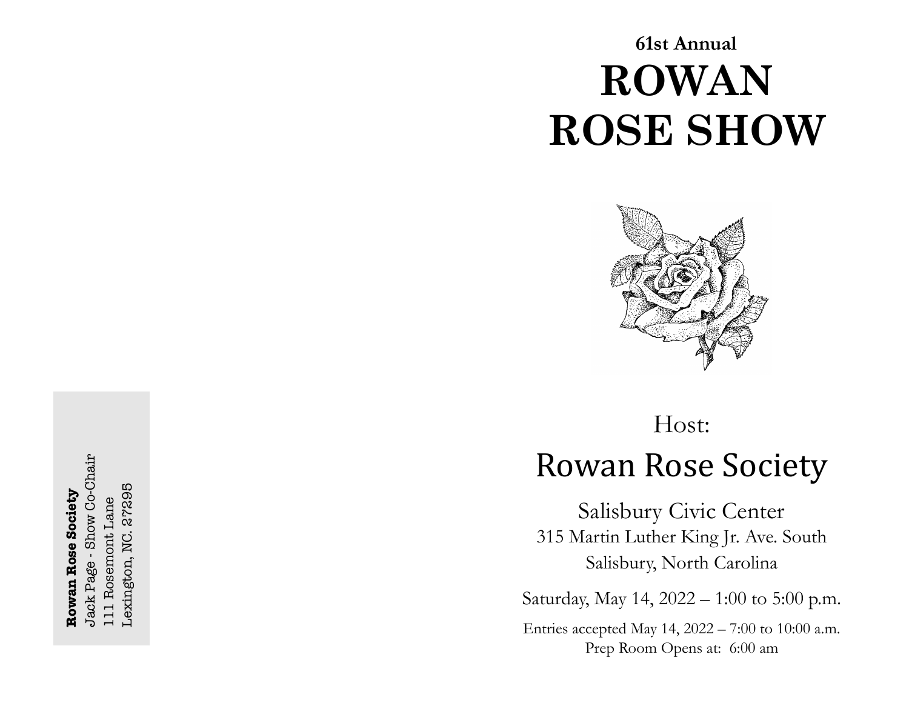**Rowan Rose Society**
Jack Page - Show Co-Chair
111 Rosemont Lane
Lexington, NC. 27295

**61st Annual**

# ROWAN ROSE SHOW

Host:

## Rowan Rose Society

Salisbury Civic Center
315 Martin Luther King Jr. Ave. South
Salisbury, North Carolina

Saturday, May 14, 2022 – 1:00 to 5:00 p.m.

Entries accepted May 14, 2022 – 7:00 to 10:00 a.m.
Prep Room Opens at: 6:00 am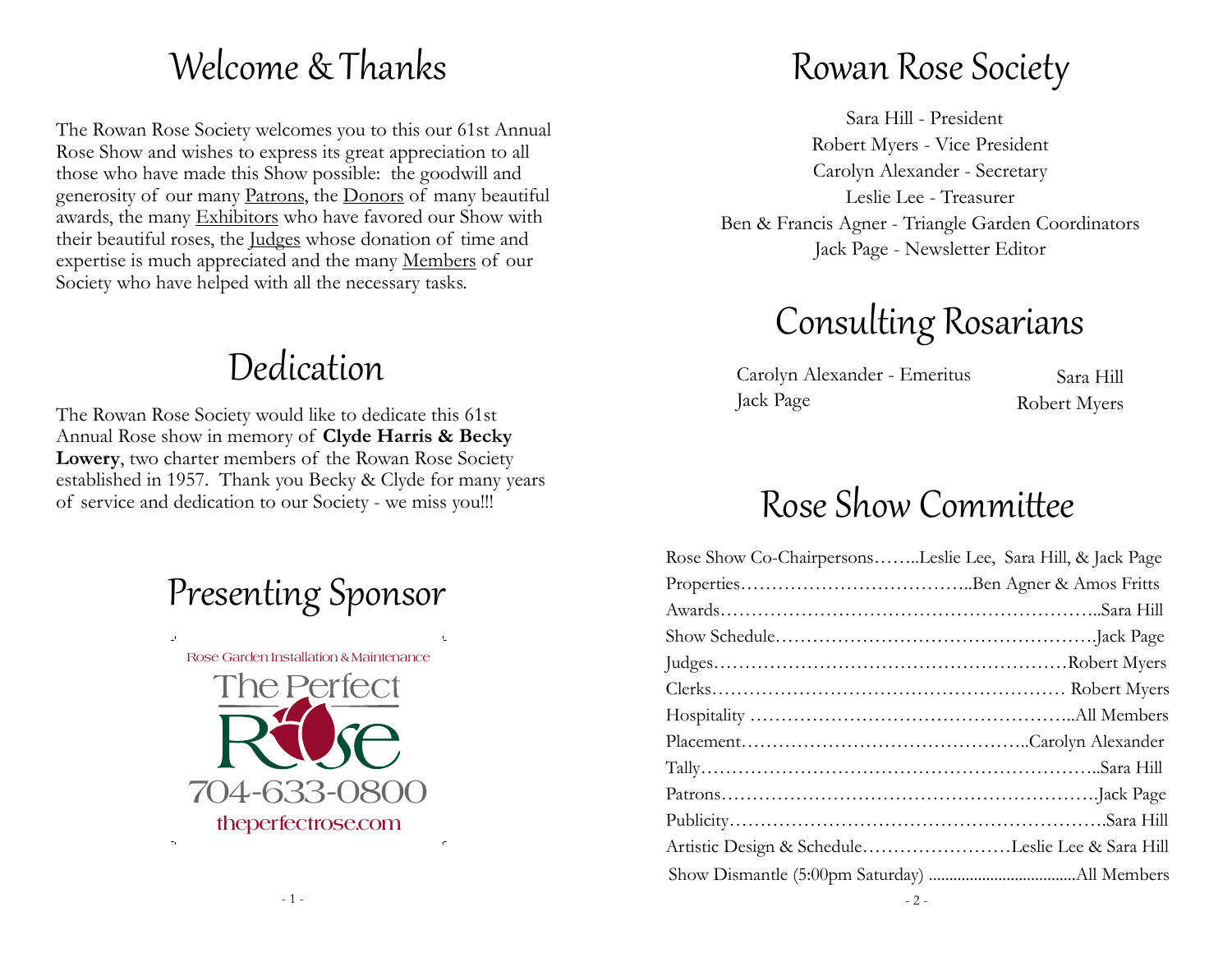# Welcome & Thanks

The Rowan Rose Society welcomes you to this our 61st Annual Rose Show and wishes to express its great appreciation to all those who have made this Show possible: the goodwill and generosity of our many Patrons, the Donors of many beautiful awards, the many Exhibitors who have favored our Show with their beautiful roses, the Judges whose donation of time and expertise is much appreciated and the many Members of our Society who have helped with all the necessary tasks.

# Dedication

The Rowan Rose Society would like to dedicate this 61st Annual Rose show in memory of **Clyde Harris & Becky Lowery**, two charter members of the Rowan Rose Society established in 1957. Thank you Becky & Clyde for many years of service and dedication to our Society - we miss you!!!

# Presenting Sponsor

Rose Garden Installation & Maintenance

The Perfect Rose

704-633-0800

theperfectrose.com

# Rowan Rose Society

Sara Hill - President
Robert Myers - Vice President
Carolyn Alexander - Secretary
Leslie Lee - Treasurer
Ben & Francis Agner - Triangle Garden Coordinators
Jack Page - Newsletter Editor

# Consulting Rosarians

Carolyn Alexander - Emeritus
Jack Page
Sara Hill
Robert Myers

# Rose Show Committee

Rose Show Co-Chairpersons……..Leslie Lee, Sara Hill, & Jack Page
Properties………………………………..Ben Agner & Amos Fritts
Awards……………………………………………………..Sara Hill
Show Schedule……………………………………………Jack Page
Judges…………………………………………………Robert Myers
Clerks………………………………………………… Robert Myers
Hospitality …………………………………………..All Members
Placement……………………………………..Carolyn Alexander
Tally………………………………………………………..Sara Hill
Patrons……………………………………………………Jack Page
Publicity…………………………………………………….Sara Hill
Artistic Design & Schedule……………………Leslie Lee & Sara Hill
Show Dismantle (5:00pm Saturday) ....................................All Members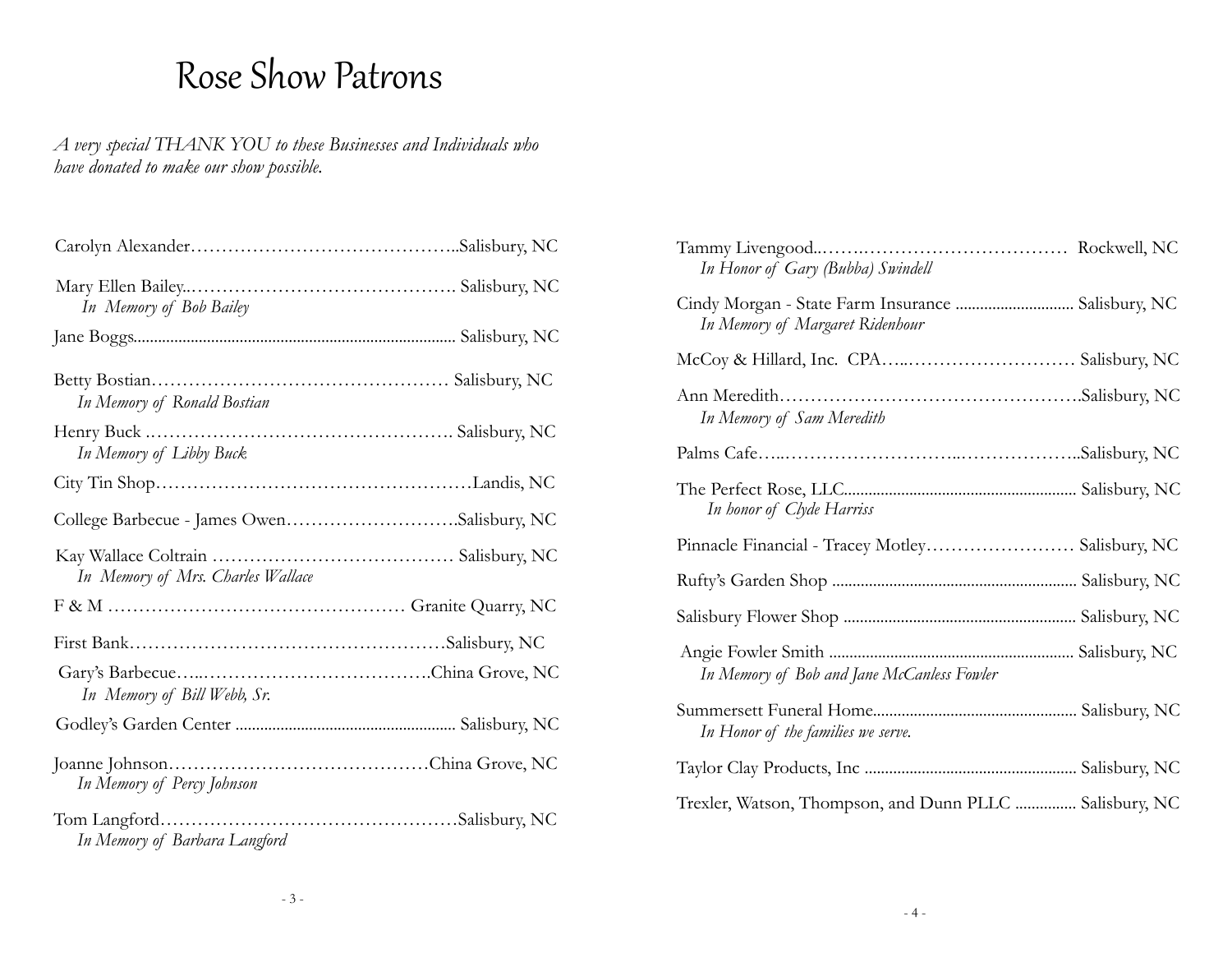# Rose Show Patrons

*A very special THANK YOU to these Businesses and Individuals who have donated to make our show possible.*

Carolyn Alexander……………………………………..Salisbury, NC

Mary Ellen Bailey..……………………………………. Salisbury, NC
*In Memory of Bob Bailey*

Jane Boggs.............................................................................. Salisbury, NC

Betty Bostian………………………………………… Salisbury, NC
*In Memory of Ronald Bostian*

Henry Buck ..…………………………………………. Salisbury, NC
*In Memory of Libby Buck*

City Tin Shop……………………………………………Landis, NC

College Barbecue - James Owen……………………….Salisbury, NC

Kay Wallace Coltrain ………………………………… Salisbury, NC
*In Memory of Mrs. Charles Wallace*

F & M ………………………………………… Granite Quarry, NC

First Bank……………………………………………Salisbury, NC

Gary's Barbecue…..……………………………….China Grove, NC
*In Memory of Bill Webb, Sr.*

Godley's Garden Center ..................................................... Salisbury, NC

Joanne Johnson……………………………………China Grove, NC
*In Memory of Percy Johnson*

Tom Langford…………………………………………Salisbury, NC
*In Memory of Barbara Langford*

Tammy Livengood..……..…………………………… Rockwell, NC
*In Honor of Gary (Bubba) Swindell*

Cindy Morgan - State Farm Insurance ............................ Salisbury, NC
*In Memory of Margaret Ridenhour*

McCoy & Hillard, Inc. CPA…..……………………… Salisbury, NC

Ann Meredith………………………………………….Salisbury, NC
*In Memory of Sam Meredith*

Palms Cafe…..………………………..………………..Salisbury, NC

The Perfect Rose, LLC......................................................... Salisbury, NC
*In honor of Clyde Harriss*

Pinnacle Financial - Tracey Motley…………………… Salisbury, NC

Rufty's Garden Shop ........................................................... Salisbury, NC

Salisbury Flower Shop ........................................................ Salisbury, NC

Angie Fowler Smith ........................................................... Salisbury, NC
*In Memory of Bob and Jane McCanless Fowler*

Summersett Funeral Home................................................. Salisbury, NC
*In Honor of the families we serve.*

Taylor Clay Products, Inc ................................................... Salisbury, NC

Trexler, Watson, Thompson, and Dunn PLLC ............... Salisbury, NC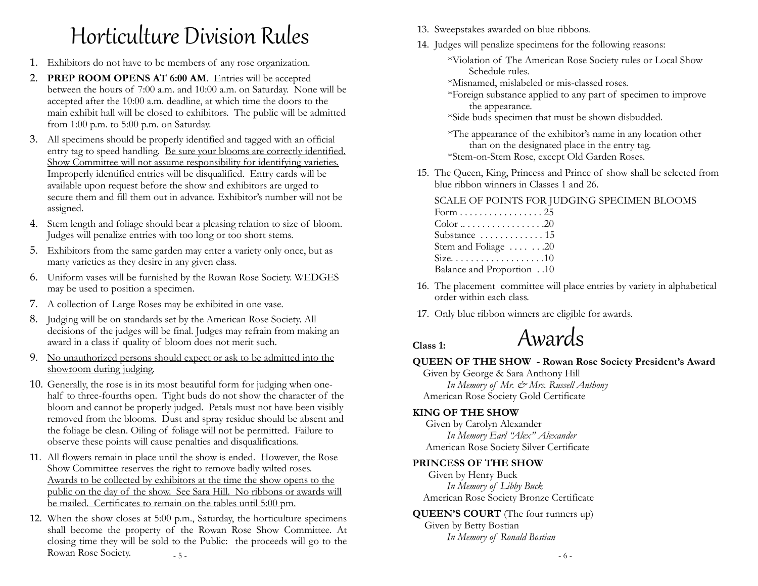# Horticulture Division Rules

1. Exhibitors do not have to be members of any rose organization.
2. **PREP ROOM OPENS AT 6:00 AM**. Entries will be accepted between the hours of 7:00 a.m. and 10:00 a.m. on Saturday. None will be accepted after the 10:00 a.m. deadline, at which time the doors to the main exhibit hall will be closed to exhibitors. The public will be admitted from 1:00 p.m. to 5:00 p.m. on Saturday.
3. All specimens should be properly identified and tagged with an official entry tag to speed handling. <u>Be sure your blooms are correctly identified. Show Committee will not assume responsibility for identifying varieties.</u> Improperly identified entries will be disqualified. Entry cards will be available upon request before the show and exhibitors are urged to secure them and fill them out in advance. Exhibitor's number will not be assigned.
4. Stem length and foliage should bear a pleasing relation to size of bloom. Judges will penalize entries with too long or too short stems.
5. Exhibitors from the same garden may enter a variety only once, but as many varieties as they desire in any given class.
6. Uniform vases will be furnished by the Rowan Rose Society. WEDGES may be used to position a specimen.
7. A collection of Large Roses may be exhibited in one vase.
8. Judging will be on standards set by the American Rose Society. All decisions of the judges will be final. Judges may refrain from making an award in a class if quality of bloom does not merit such.
9. <u>No unauthorized persons should expect or ask to be admitted into the showroom during judging</u>.
10. Generally, the rose is in its most beautiful form for judging when one-half to three-fourths open. Tight buds do not show the character of the bloom and cannot be properly judged. Petals must not have been visibly removed from the blooms. Dust and spray residue should be absent and the foliage be clean. Oiling of foliage will not be permitted. Failure to observe these points will cause penalties and disqualifications.
11. All flowers remain in place until the show is ended. However, the Rose Show Committee reserves the right to remove badly wilted roses. <u>Awards to be collected by exhibitors at the time the show opens to the public on the day of the show. See Sara Hill. No ribbons or awards will be mailed. Certificates to remain on the tables until 5:00 pm.</u>
12. When the show closes at 5:00 p.m., Saturday, the horticulture specimens shall become the property of the Rowan Rose Show Committee. At closing time they will be sold to the Public: the proceeds will go to the Rowan Rose Society.
13. Sweepstakes awarded on blue ribbons.
14. Judges will penalize specimens for the following reasons:
    - *Violation of The American Rose Society rules or Local Show Schedule rules.
    - *Misnamed, mislabeled or mis-classed roses.
    - *Foreign substance applied to any part of specimen to improve the appearance.
    - *Side buds specimen that must be shown disbudded.
    - *The appearance of the exhibitor's name in any location other than on the designated place in the entry tag.
    - *Stem-on-Stem Rose, except Old Garden Roses.
15. The Queen, King, Princess and Prince of show shall be selected from blue ribbon winners in Classes 1 and 26.

    SCALE OF POINTS FOR JUDGING SPECIMEN BLOOMS

    | | |
    |---|---|
    | Form | 25 |
    | Color | 20 |
    | Substance | 15 |
    | Stem and Foliage | 20 |
    | Size | 10 |
    | Balance and Proportion | 10 |

16. The placement committee will place entries by variety in alphabetical order within each class.
17. Only blue ribbon winners are eligible for awards.

# Awards

**Class 1:**

**QUEEN OF THE SHOW - Rowan Rose Society President's Award**
Given by George & Sara Anthony Hill
*In Memory of Mr. & Mrs. Russell Anthony*
American Rose Society Gold Certificate

**KING OF THE SHOW**
Given by Carolyn Alexander
*In Memory Earl "Alex" Alexander*
American Rose Society Silver Certificate

**PRINCESS OF THE SHOW**
Given by Henry Buck
*In Memory of Libby Buck*
American Rose Society Bronze Certificate

**QUEEN'S COURT** (The four runners up)
Given by Betty Bostian
*In Memory of Ronald Bostian*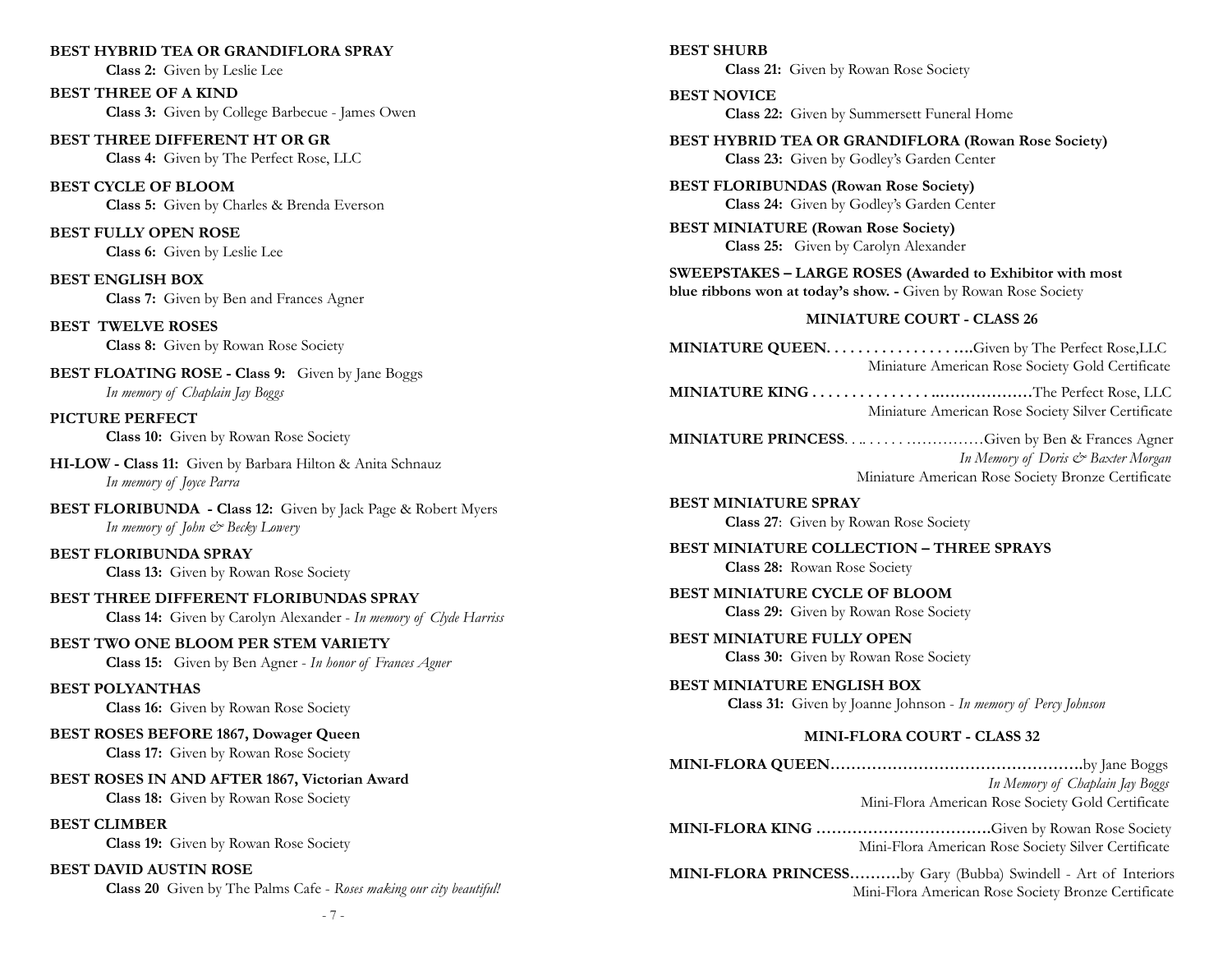**BEST HYBRID TEA OR GRANDIFLORA SPRAY**
**Class 2:** Given by Leslie Lee

**BEST THREE OF A KIND**
**Class 3:** Given by College Barbecue - James Owen

**BEST THREE DIFFERENT HT OR GR**
**Class 4:** Given by The Perfect Rose, LLC

**BEST CYCLE OF BLOOM**
**Class 5:** Given by Charles & Brenda Everson

**BEST FULLY OPEN ROSE**
**Class 6:** Given by Leslie Lee

**BEST ENGLISH BOX**
**Class 7:** Given by Ben and Frances Agner

**BEST TWELVE ROSES**
**Class 8:** Given by Rowan Rose Society

**BEST FLOATING ROSE - Class 9:** Given by Jane Boggs
*In memory of Chaplain Jay Boggs*

**PICTURE PERFECT**
**Class 10:** Given by Rowan Rose Society

**HI-LOW - Class 11:** Given by Barbara Hilton & Anita Schnauz
*In memory of Joyce Parra*

**BEST FLORIBUNDA - Class 12:** Given by Jack Page & Robert Myers
*In memory of John & Becky Lowery*

**BEST FLORIBUNDA SPRAY**
**Class 13:** Given by Rowan Rose Society

**BEST THREE DIFFERENT FLORIBUNDAS SPRAY**
**Class 14:** Given by Carolyn Alexander - *In memory of Clyde Harriss*

**BEST TWO ONE BLOOM PER STEM VARIETY**
**Class 15:** Given by Ben Agner - *In honor of Frances Agner*

**BEST POLYANTHAS**
**Class 16:** Given by Rowan Rose Society

**BEST ROSES BEFORE 1867, Dowager Queen**
**Class 17:** Given by Rowan Rose Society

**BEST ROSES IN AND AFTER 1867, Victorian Award**
**Class 18:** Given by Rowan Rose Society

**BEST CLIMBER**
**Class 19:** Given by Rowan Rose Society

**BEST DAVID AUSTIN ROSE**
**Class 20** Given by The Palms Cafe - *Roses making our city beautiful!*

**BEST SHURB**
**Class 21:** Given by Rowan Rose Society

**BEST NOVICE**
**Class 22:** Given by Summersett Funeral Home

**BEST HYBRID TEA OR GRANDIFLORA (Rowan Rose Society)**
**Class 23:** Given by Godley's Garden Center

**BEST FLORIBUNDAS (Rowan Rose Society)**
**Class 24:** Given by Godley's Garden Center

**BEST MINIATURE (Rowan Rose Society)**
**Class 25:** Given by Carolyn Alexander

**SWEEPSTAKES – LARGE ROSES (Awarded to Exhibitor with most blue ribbons won at today's show. -** Given by Rowan Rose Society

### MINIATURE COURT - CLASS 26

**MINIATURE QUEEN. . . . . . . . . . . . . . . . . ….**Given by The Perfect Rose,LLC
Miniature American Rose Society Gold Certificate

**MINIATURE KING . . . . . . . . . . . . . . . .………………**The Perfect Rose, LLC
Miniature American Rose Society Silver Certificate

**MINIATURE PRINCESS**. . .. . . . . . . ……………Given by Ben & Frances Agner
*In Memory of Doris & Baxter Morgan*
Miniature American Rose Society Bronze Certificate

**BEST MINIATURE SPRAY**
**Class 27**: Given by Rowan Rose Society

**BEST MINIATURE COLLECTION – THREE SPRAYS**
**Class 28:** Rowan Rose Society

**BEST MINIATURE CYCLE OF BLOOM**
**Class 29:** Given by Rowan Rose Society

**BEST MINIATURE FULLY OPEN**
**Class 30:** Given by Rowan Rose Society

**BEST MINIATURE ENGLISH BOX**
**Class 31:** Given by Joanne Johnson - *In memory of Percy Johnson*

### MINI-FLORA COURT - CLASS 32

**MINI-FLORA QUEEN………………………………………….**by Jane Boggs
*In Memory of Chaplain Jay Boggs*
Mini-Flora American Rose Society Gold Certificate

**MINI-FLORA KING ……………………………**Given by Rowan Rose Society
Mini-Flora American Rose Society Silver Certificate

**MINI-FLORA PRINCESS……….**by Gary (Bubba) Swindell - Art of Interiors
Mini-Flora American Rose Society Bronze Certificate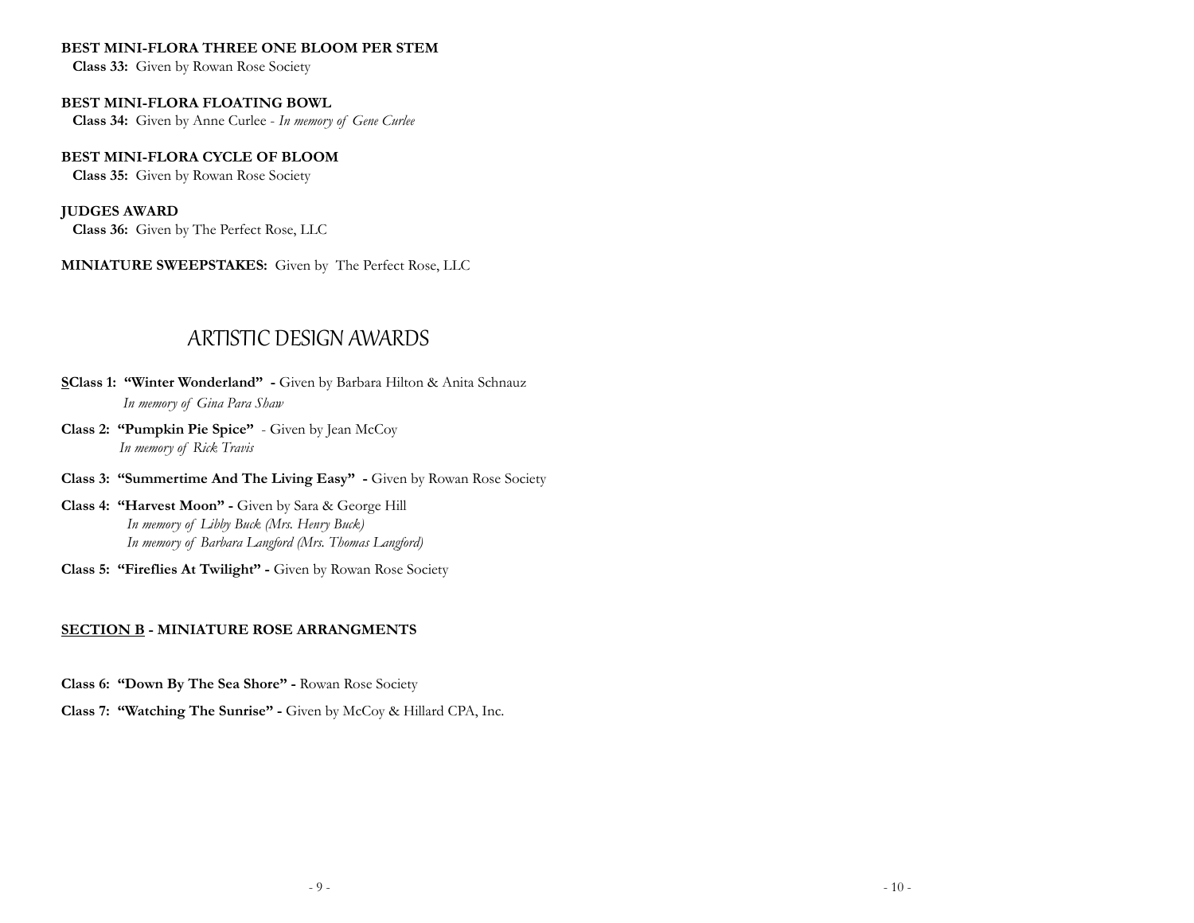**BEST MINI-FLORA THREE ONE BLOOM PER STEM**

**Class 33:** Given by Rowan Rose Society

**BEST MINI-FLORA FLOATING BOWL**

**Class 34:** Given by Anne Curlee - *In memory of Gene Curlee*

**BEST MINI-FLORA CYCLE OF BLOOM**

**Class 35:** Given by Rowan Rose Society

**JUDGES AWARD**

**Class 36:** Given by The Perfect Rose, LLC

**MINIATURE SWEEPSTAKES:** Given by The Perfect Rose, LLC

## ARTISTIC DESIGN AWARDS

**SClass 1: "Winter Wonderland" -** Given by Barbara Hilton & Anita Schnauz
*In memory of Gina Para Shaw*

**Class 2: "Pumpkin Pie Spice"** - Given by Jean McCoy
*In memory of Rick Travis*

**Class 3: "Summertime And The Living Easy" -** Given by Rowan Rose Society

**Class 4: "Harvest Moon" -** Given by Sara & George Hill
*In memory of Libby Buck (Mrs. Henry Buck)*
*In memory of Barbara Langford (Mrs. Thomas Langford)*

**Class 5: "Fireflies At Twilight" -** Given by Rowan Rose Society

**SECTION B - MINIATURE ROSE ARRANGMENTS**

**Class 6: "Down By The Sea Shore" -** Rowan Rose Society

**Class 7: "Watching The Sunrise" -** Given by McCoy & Hillard CPA, Inc.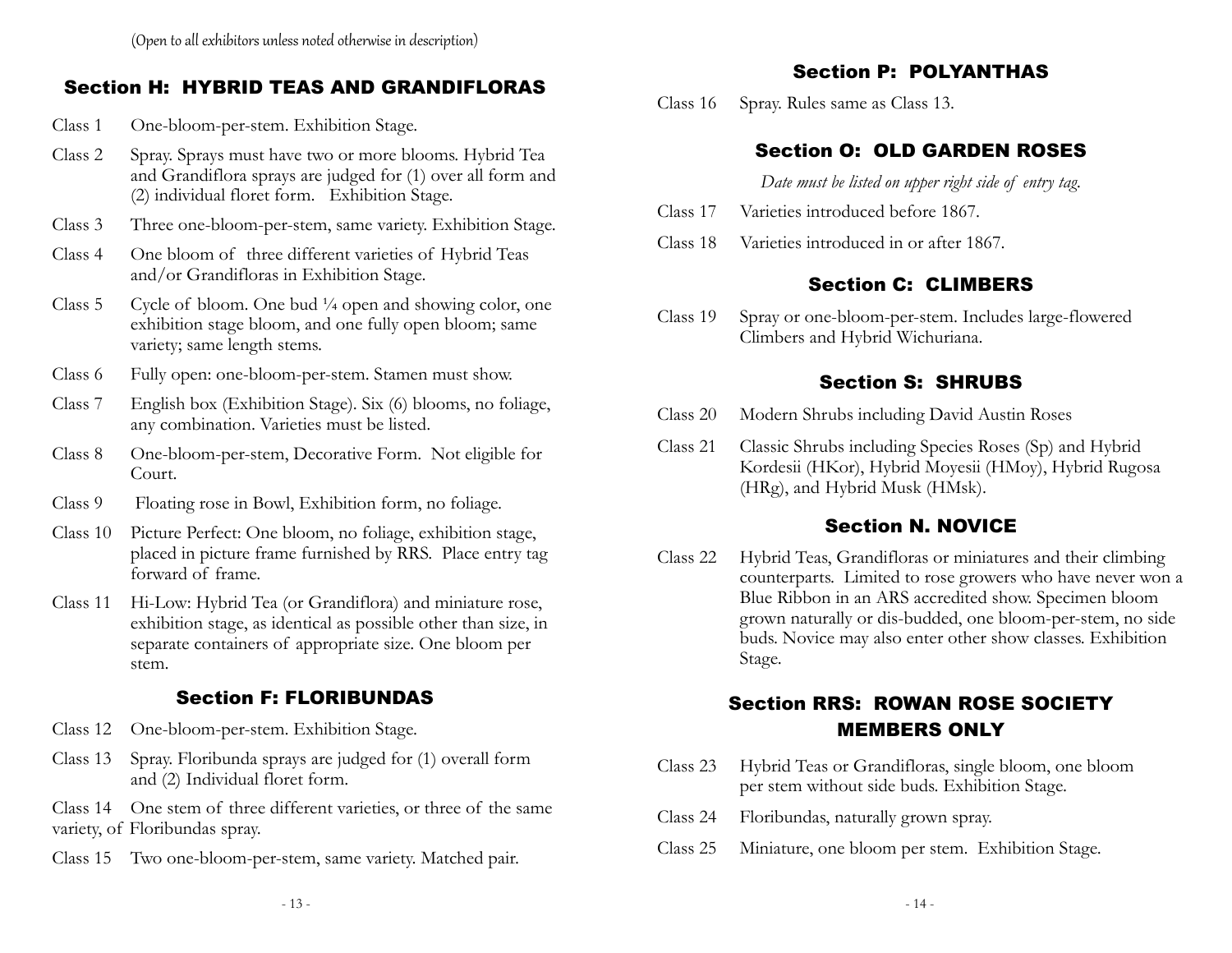*(Open to all exhibitors unless noted otherwise in description)*

## Section H: HYBRID TEAS AND GRANDIFLORAS

Class 1 One-bloom-per-stem. Exhibition Stage.

Class 2 Spray. Sprays must have two or more blooms. Hybrid Tea and Grandiflora sprays are judged for (1) over all form and (2) individual floret form. Exhibition Stage.

Class 3 Three one-bloom-per-stem, same variety. Exhibition Stage.

Class 4 One bloom of three different varieties of Hybrid Teas and/or Grandifloras in Exhibition Stage.

Class 5 Cycle of bloom. One bud ¼ open and showing color, one exhibition stage bloom, and one fully open bloom; same variety; same length stems.

Class 6 Fully open: one-bloom-per-stem. Stamen must show.

Class 7 English box (Exhibition Stage). Six (6) blooms, no foliage, any combination. Varieties must be listed.

Class 8 One-bloom-per-stem, Decorative Form. Not eligible for Court.

Class 9 Floating rose in Bowl, Exhibition form, no foliage.

Class 10 Picture Perfect: One bloom, no foliage, exhibition stage, placed in picture frame furnished by RRS. Place entry tag forward of frame.

Class 11 Hi-Low: Hybrid Tea (or Grandiflora) and miniature rose, exhibition stage, as identical as possible other than size, in separate containers of appropriate size. One bloom per stem.

## Section F: FLORIBUNDAS

Class 12 One-bloom-per-stem. Exhibition Stage.

Class 13 Spray. Floribunda sprays are judged for (1) overall form and (2) Individual floret form.

Class 14 One stem of three different varieties, or three of the same variety, of Floribundas spray.

Class 15 Two one-bloom-per-stem, same variety. Matched pair.

## Section P: POLYANTHAS

Class 16 Spray. Rules same as Class 13.

## Section O: OLD GARDEN ROSES

*Date must be listed on upper right side of entry tag.*

Class 17 Varieties introduced before 1867.

Class 18 Varieties introduced in or after 1867.

## Section C: CLIMBERS

Class 19 Spray or one-bloom-per-stem. Includes large-flowered Climbers and Hybrid Wichuriana.

## Section S: SHRUBS

Class 20 Modern Shrubs including David Austin Roses

Class 21 Classic Shrubs including Species Roses (Sp) and Hybrid Kordesii (HKor), Hybrid Moyesii (HMoy), Hybrid Rugosa (HRg), and Hybrid Musk (HMsk).

## Section N. NOVICE

Class 22 Hybrid Teas, Grandifloras or miniatures and their climbing counterparts. Limited to rose growers who have never won a Blue Ribbon in an ARS accredited show. Specimen bloom grown naturally or dis-budded, one bloom-per-stem, no side buds. Novice may also enter other show classes. Exhibition Stage.

## Section RRS: ROWAN ROSE SOCIETY MEMBERS ONLY

Class 23 Hybrid Teas or Grandifloras, single bloom, one bloom per stem without side buds. Exhibition Stage.

Class 24 Floribundas, naturally grown spray.

Class 25 Miniature, one bloom per stem. Exhibition Stage.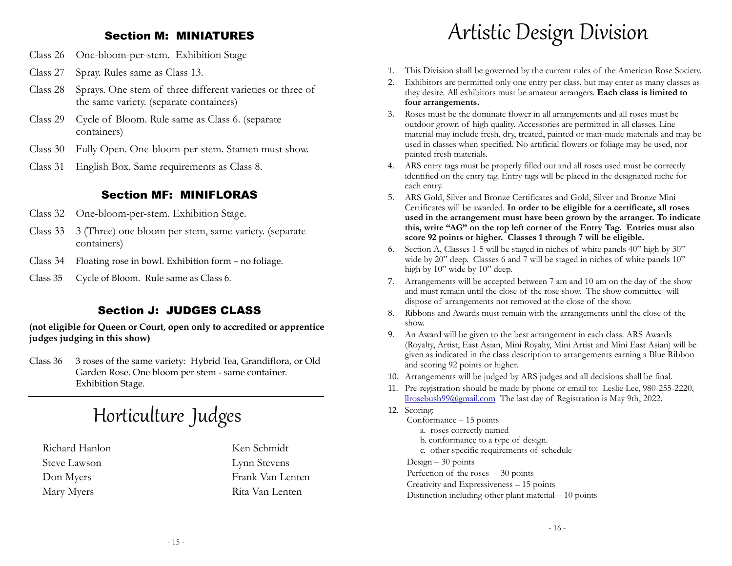## Section M: MINIATURES

- Class 26 One-bloom-per-stem. Exhibition Stage
- Class 27 Spray. Rules same as Class 13.
- Class 28 Sprays. One stem of three different varieties or three of the same variety. (separate containers)
- Class 29 Cycle of Bloom. Rule same as Class 6. (separate containers)
- Class 30 Fully Open. One-bloom-per-stem. Stamen must show.
- Class 31 English Box. Same requirements as Class 8.

## Section MF: MINIFLORAS

- Class 32 One-bloom-per-stem. Exhibition Stage.
- Class 33 3 (Three) one bloom per stem, same variety. (separate containers)
- Class 34 Floating rose in bowl. Exhibition form – no foliage.
- Class 35 Cycle of Bloom. Rule same as Class 6.

## Section J: JUDGES CLASS

**(not eligible for Queen or Court, open only to accredited or apprentice judges judging in this show)**

- Class 36 3 roses of the same variety: Hybrid Tea, Grandiflora, or Old Garden Rose. One bloom per stem - same container. Exhibition Stage.

---

# Horticulture Judges

Richard Hanlon
Steve Lawson
Don Myers
Mary Myers
Ken Schmidt
Lynn Stevens
Frank Van Lenten
Rita Van Lenten

# Artistic Design Division

1. This Division shall be governed by the current rules of the American Rose Society.
2. Exhibitors are permitted only one entry per class, but may enter as many classes as they desire. All exhibitors must be amateur arrangers. **Each class is limited to four arrangements.**
3. Roses must be the dominate flower in all arrangements and all roses must be outdoor grown of high quality. Accessories are permitted in all classes. Line material may include fresh, dry, treated, painted or man-made materials and may be used in classes when specified. No artificial flowers or foliage may be used, nor painted fresh materials.
4. ARS entry tags must be properly filled out and all roses used must be correctly identified on the entry tag. Entry tags will be placed in the designated niche for each entry.
5. ARS Gold, Silver and Bronze Certificates and Gold, Silver and Bronze Mini Certificates will be awarded. **In order to be eligible for a certificate, all roses used in the arrangement must have been grown by the arranger. To indicate this, write "AG" on the top left corner of the Entry Tag. Entries must also score 92 points or higher. Classes 1 through 7 will be eligible.**
6. Section A, Classes 1-5 will be staged in niches of white panels 40" high by 30" wide by 20" deep. Classes 6 and 7 will be staged in niches of white panels 10" high by 10" wide by 10" deep.
7. Arrangements will be accepted between 7 am and 10 am on the day of the show and must remain until the close of the rose show. The show committee will dispose of arrangements not removed at the close of the show.
8. Ribbons and Awards must remain with the arrangements until the close of the show.
9. An Award will be given to the best arrangement in each class. ARS Awards (Royalty, Artist, East Asian, Mini Royalty, Mini Artist and Mini East Asian) will be given as indicated in the class description to arrangements earning a Blue Ribbon and scoring 92 points or higher.
10. Arrangements will be judged by ARS judges and all decisions shall be final.
11. Pre-registration should be made by phone or email to: Leslie Lee, 980-255-2220, llrosebush99@gmail.com The last day of Registration is May 9th, 2022.
12. Scoring:
    - Conformance – 15 points
      - a. roses correctly named
      - b. conformance to a type of design.
      - c. other specific requirements of schedule
    - Design – 30 points
    - Perfection of the roses – 30 points
    - Creativity and Expressiveness – 15 points
    - Distinction including other plant material – 10 points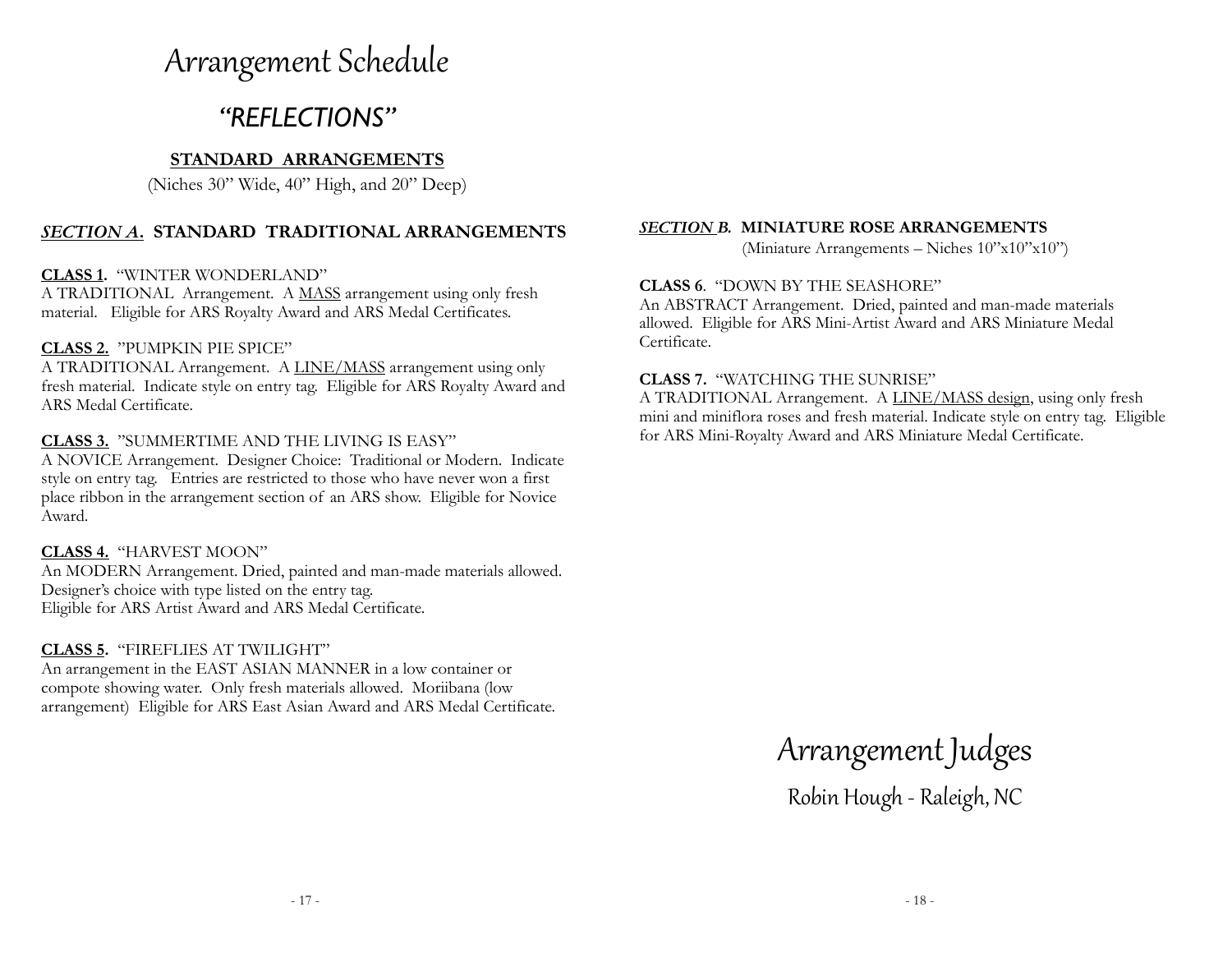# Arrangement Schedule

## *"REFLECTIONS"*

### STANDARD ARRANGEMENTS

(Niches 30" Wide, 40" High, and 20" Deep)

### ***SECTION A*. STANDARD TRADITIONAL ARRANGEMENTS**

**CLASS 1.** "WINTER WONDERLAND"
A TRADITIONAL Arrangement. A MASS arrangement using only fresh material. Eligible for ARS Royalty Award and ARS Medal Certificates.

**CLASS 2.** "PUMPKIN PIE SPICE"
A TRADITIONAL Arrangement. A LINE/MASS arrangement using only fresh material. Indicate style on entry tag. Eligible for ARS Royalty Award and ARS Medal Certificate.

**CLASS 3.** "SUMMERTIME AND THE LIVING IS EASY"
A NOVICE Arrangement. Designer Choice: Traditional or Modern. Indicate style on entry tag. Entries are restricted to those who have never won a first place ribbon in the arrangement section of an ARS show. Eligible for Novice Award.

**CLASS 4.** "HARVEST MOON"
An MODERN Arrangement. Dried, painted and man-made materials allowed. Designer's choice with type listed on the entry tag.
Eligible for ARS Artist Award and ARS Medal Certificate.

**CLASS 5.** "FIREFLIES AT TWILIGHT"
An arrangement in the EAST ASIAN MANNER in a low container or compote showing water. Only fresh materials allowed. Moriibana (low arrangement) Eligible for ARS East Asian Award and ARS Medal Certificate.

### ***SECTION B.* MINIATURE ROSE ARRANGEMENTS**

(Miniature Arrangements – Niches 10"x10"x10")

**CLASS 6**. "DOWN BY THE SEASHORE"
An ABSTRACT Arrangement. Dried, painted and man-made materials allowed. Eligible for ARS Mini-Artist Award and ARS Miniature Medal Certificate.

**CLASS 7.** "WATCHING THE SUNRISE"
A TRADITIONAL Arrangement. A LINE/MASS design, using only fresh mini and miniflora roses and fresh material. Indicate style on entry tag. Eligible for ARS Mini-Royalty Award and ARS Miniature Medal Certificate.

# Arrangement Judges

Robin Hough - Raleigh, NC